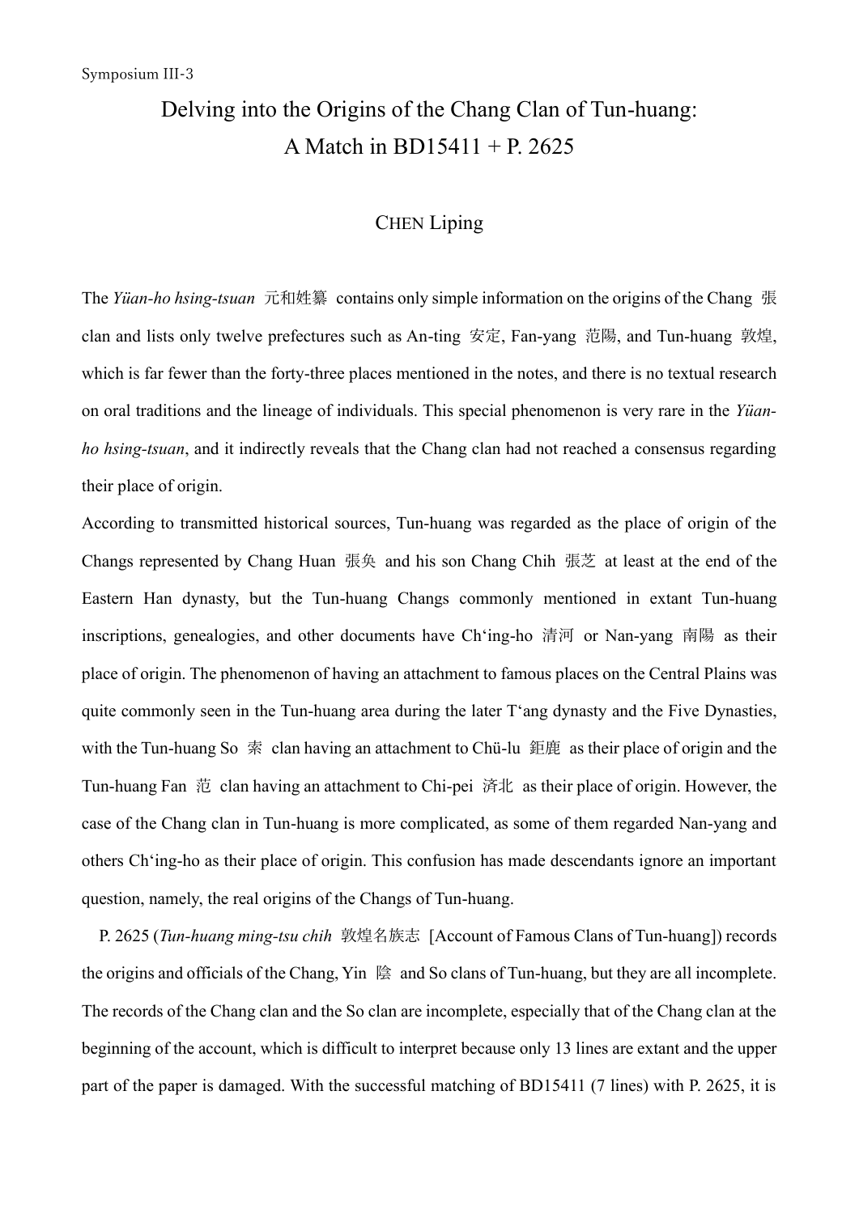Symposium III-3

# Delving into the Origins of the Chang Clan of Tun-huang: A Match in BD15411 + P. 2625

CHEN Liping

The *Yüan-ho hsing-tsuan* 元和姓纂 contains only simple information on the origins of the Chang 張 clan and lists only twelve prefectures such as An-ting 安定, Fan-yang 范陽, and Tun-huang 敦煌, which is far fewer than the forty-three places mentioned in the notes, and there is no textual research on oral traditions and the lineage of individuals. This special phenomenon is very rare in the *Yüan-ho hsing-tsuan*, and it indirectly reveals that the Chang clan had not reached a consensus regarding their place of origin.

According to transmitted historical sources, Tun-huang was regarded as the place of origin of the Changs represented by Chang Huan 張奐 and his son Chang Chih 張芝 at least at the end of the Eastern Han dynasty, but the Tun-huang Changs commonly mentioned in extant Tun-huang inscriptions, genealogies, and other documents have Ch'ing-ho 清河 or Nan-yang 南陽 as their place of origin. The phenomenon of having an attachment to famous places on the Central Plains was quite commonly seen in the Tun-huang area during the later T'ang dynasty and the Five Dynasties, with the Tun-huang So 索 clan having an attachment to Chü-lu 鉅鹿 as their place of origin and the Tun-huang Fan 范 clan having an attachment to Chi-pei 済北 as their place of origin. However, the case of the Chang clan in Tun-huang is more complicated, as some of them regarded Nan-yang and others Ch'ing-ho as their place of origin. This confusion has made descendants ignore an important question, namely, the real origins of the Changs of Tun-huang.

P. 2625 (*Tun-huang ming-tsu chih* 敦煌名族志 [Account of Famous Clans of Tun-huang]) records the origins and officials of the Chang, Yin 陰 and So clans of Tun-huang, but they are all incomplete. The records of the Chang clan and the So clan are incomplete, especially that of the Chang clan at the beginning of the account, which is difficult to interpret because only 13 lines are extant and the upper part of the paper is damaged. With the successful matching of BD15411 (7 lines) with P. 2625, it is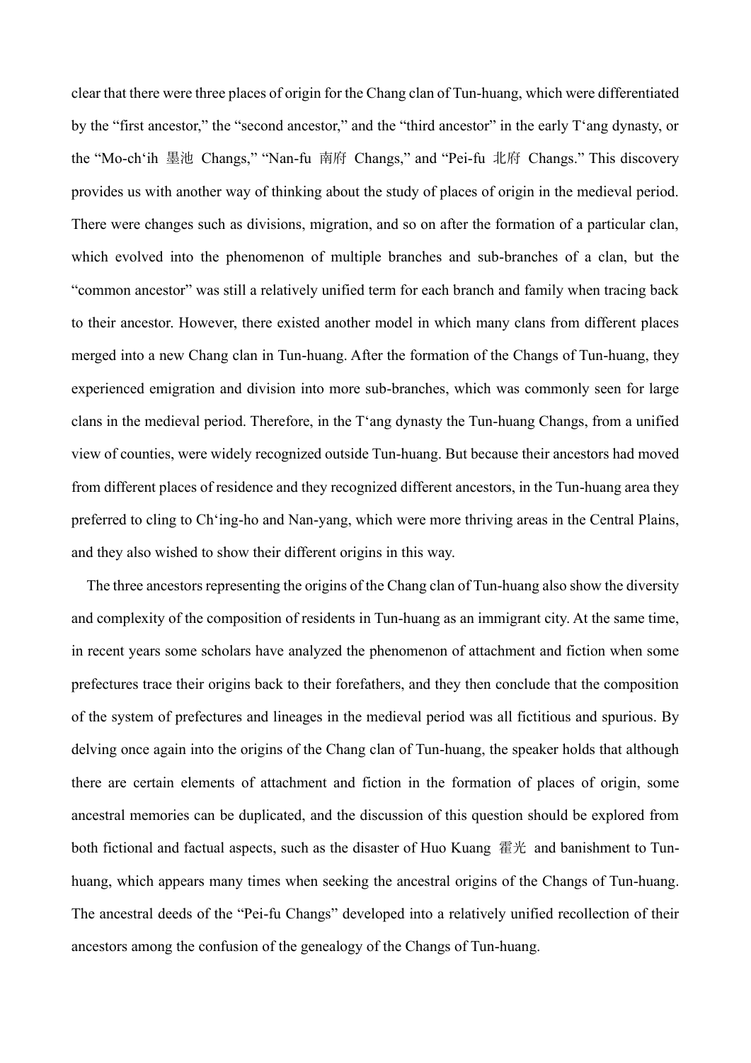clear that there were three places of origin for the Chang clan of Tun-huang, which were differentiated by the "first ancestor," the "second ancestor," and the "third ancestor" in the early T'ang dynasty, or the "Mo-ch'ih 墨池 Changs," "Nan-fu 南府 Changs," and "Pei-fu 北府 Changs." This discovery provides us with another way of thinking about the study of places of origin in the medieval period. There were changes such as divisions, migration, and so on after the formation of a particular clan, which evolved into the phenomenon of multiple branches and sub-branches of a clan, but the "common ancestor" was still a relatively unified term for each branch and family when tracing back to their ancestor. However, there existed another model in which many clans from different places merged into a new Chang clan in Tun-huang. After the formation of the Changs of Tun-huang, they experienced emigration and division into more sub-branches, which was commonly seen for large clans in the medieval period. Therefore, in the T'ang dynasty the Tun-huang Changs, from a unified view of counties, were widely recognized outside Tun-huang. But because their ancestors had moved from different places of residence and they recognized different ancestors, in the Tun-huang area they preferred to cling to Ch'ing-ho and Nan-yang, which were more thriving areas in the Central Plains, and they also wished to show their different origins in this way.

The three ancestors representing the origins of the Chang clan of Tun-huang also show the diversity and complexity of the composition of residents in Tun-huang as an immigrant city. At the same time, in recent years some scholars have analyzed the phenomenon of attachment and fiction when some prefectures trace their origins back to their forefathers, and they then conclude that the composition of the system of prefectures and lineages in the medieval period was all fictitious and spurious. By delving once again into the origins of the Chang clan of Tun-huang, the speaker holds that although there are certain elements of attachment and fiction in the formation of places of origin, some ancestral memories can be duplicated, and the discussion of this question should be explored from both fictional and factual aspects, such as the disaster of Huo Kuang 霍光 and banishment to Tun-huang, which appears many times when seeking the ancestral origins of the Changs of Tun-huang. The ancestral deeds of the "Pei-fu Changs" developed into a relatively unified recollection of their ancestors among the confusion of the genealogy of the Changs of Tun-huang.